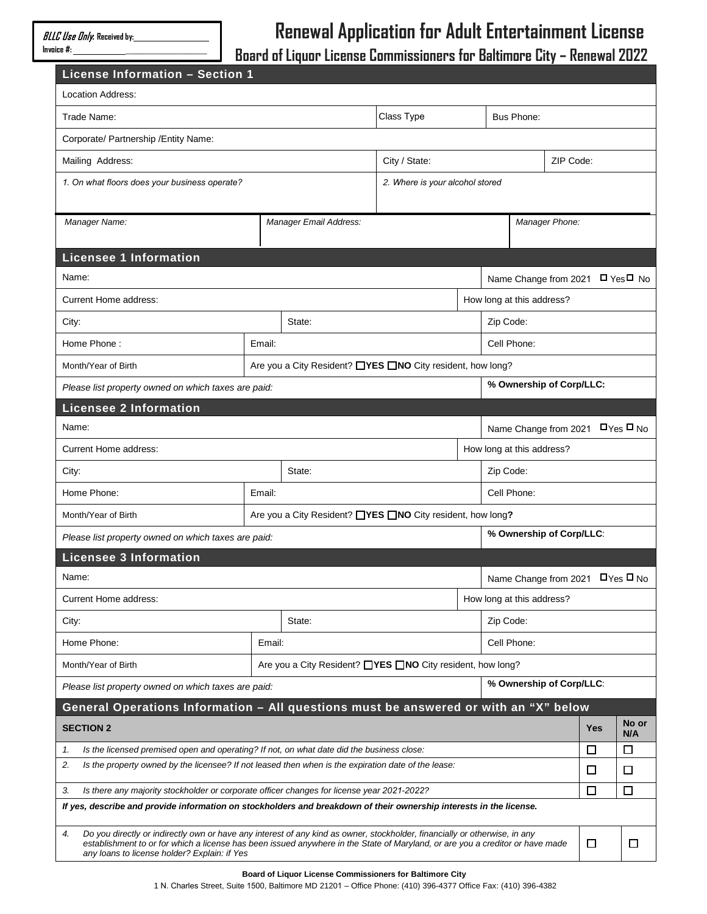**BLLC Use Only.** Received by:____________________
Invoice #:______________________________

# Renewal Application for Adult Entertainment License

## Board of Liquor License Commissioners for Baltimore City – Renewal 2022

### License Information – Section 1

| Location Address: | | | |
|---|---|---|---|
| Trade Name: | Class Type | Bus Phone: | |
| Corporate/ Partnership /Entity Name: | | | |
| Mailing Address: | City / State: | | ZIP Code: |
| *1. On what floors does your business operate?* | *2. Where is your alcohol stored* | | |
| *Manager Name:* | *Manager Email Address:* | *Manager Phone:* | |

### Licensee 1 Information

| Name: | | | Name Change from 2021 ☐ Yes ☐ No |
|---|---|---|---|
| Current Home address: | | | How long at this address? |
| City: | State: | | Zip Code: |
| Home Phone : | Email: | | Cell Phone: |
| Month/Year of Birth | Are you a City Resident? ☐**YES** ☐**NO** City resident, how long? | | |
| *Please list property owned on which taxes are paid:* | | | **% Ownership of Corp/LLC:** |

### Licensee 2 Information

| Name: | | | Name Change from 2021 ☐Yes ☐ No |
|---|---|---|---|
| Current Home address: | | | How long at this address? |
| City: | State: | | Zip Code: |
| Home Phone: | Email: | | Cell Phone: |
| Month/Year of Birth | Are you a City Resident? ☐**YES** ☐**NO** City resident, how long? | | |
| *Please list property owned on which taxes are paid:* | | | **% Ownership of Corp/LLC**: |

### Licensee 3 Information

| Name: | | | Name Change from 2021 ☐Yes ☐ No |
|---|---|---|---|
| Current Home address: | | | How long at this address? |
| City: | State: | | Zip Code: |
| Home Phone: | Email: | | Cell Phone: |
| Month/Year of Birth | Are you a City Resident? ☐**YES** ☐**NO** City resident, how long? | | |
| *Please list property owned on which taxes are paid:* | | | **% Ownership of Corp/LLC**: |

### General Operations Information – All questions must be answered or with an "X" below

| **SECTION 2** | **Yes** | **No or N/A** |
|---|---|---|
| *1. Is the licensed premised open and operating? If not, on what date did the business close:* | ☐ | ☐ |
| *2. Is the property owned by the licensee? If not leased then when is the expiration date of the lease:* | ☐ | ☐ |
| *3. Is there any majority stockholder or corporate officer changes for license year 2021-2022?* | ☐ | ☐ |
| ***If yes, describe and provide information on stockholders and breakdown of their ownership interests in the license.*** | | |
| *4. Do you directly or indirectly own or have any interest of any kind as owner, stockholder, financially or otherwise, in any establishment to or for which a license has been issued anywhere in the State of Maryland, or are you a creditor or have made any loans to license holder? Explain: if Yes* | ☐ | ☐ |

**Board of Liquor License Commissioners for Baltimore City**
1 N. Charles Street, Suite 1500, Baltimore MD 21201 – Office Phone: (410) 396-4377 Office Fax: (410) 396-4382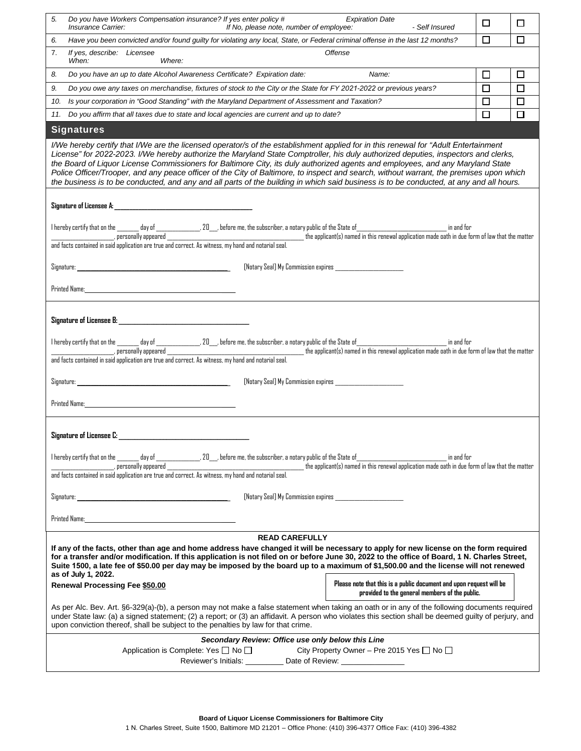| | | | |
|---|---|---|---|
| 5. | Do you have Workers Compensation insurance? If yes enter policy # Expiration Date<br>Insurance Carrier: If No, please note, number of employee: - Self Insured | ☐ | ☐ |
| 6. | Have you been convicted and/or found guilty for violating any local, State, or Federal criminal offense in the last 12 months? | ☐ | ☐ |
| 7. | If yes, describe: Licensee Offense<br>When: Where: | | |
| 8. | Do you have an up to date Alcohol Awareness Certificate? Expiration date: Name: | ☐ | ☐ |
| 9. | Do you owe any taxes on merchandise, fixtures of stock to the City or the State for FY 2021-2022 or previous years? | ☐ | ☐ |
| 10. | Is your corporation in "Good Standing" with the Maryland Department of Assessment and Taxation? | ☐ | ☐ |
| 11. | Do you affirm that all taxes due to state and local agencies are current and up to date? | ☐ | ☐ |

## Signatures

*I/We hereby certify that I/We are the licensed operator/s of the establishment applied for in this renewal for "Adult Entertainment License" for 2022-2023. I/We hereby authorize the Maryland State Comptroller, his duly authorized deputies, inspectors and clerks, the Board of Liquor License Commissioners for Baltimore City, its duly authorized agents and employees, and any Maryland State Police Officer/Trooper, and any peace officer of the City of Baltimore, to inspect and search, without warrant, the premises upon which the business is to be conducted, and any and all parts of the building in which said business is to be conducted, at any and all hours.*

**Signature of Licensee A:** ______________________________

I hereby certify that on the _______ day of ______________, 20__, before me, the subscriber, a notary public of the State of____________________________ in and for ___________________, personally appeared ________________________________________ the applicant(s) named in this renewal application made oath in due form of law that the matter and facts contained in said application are true and correct. As witness, my hand and notarial seal.

Signature: ______________________________ [Notary Seal] My Commission expires ______________________

Printed Name: ______________________________

**Signature of Licensee B:** ______________________________

I hereby certify that on the _______ day of ______________, 20__, before me, the subscriber, a notary public of the State of____________________________ in and for ___________________, personally appeared ________________________________________ the applicant(s) named in this renewal application made oath in due form of law that the matter and facts contained in said application are true and correct. As witness, my hand and notarial seal.

Signature: ______________________________ [Notary Seal] My Commission expires ______________________

Printed Name: ______________________________

**Signature of Licensee C:** ______________________________

I hereby certify that on the _______ day of ______________, 20__, before me, the subscriber, a notary public of the State of____________________________ in and for ___________________, personally appeared ________________________________________ the applicant(s) named in this renewal application made oath in due form of law that the matter and facts contained in said application are true and correct. As witness, my hand and notarial seal.

Signature: ______________________________ [Notary Seal] My Commission expires ______________________

Printed Name: ______________________________

**READ CAREFULLY**

**If any of the facts, other than age and home address have changed it will be necessary to apply for new license on the form required for a transfer and/or modification. If this application is not filed on or before June 30, 2022 to the office of Board, 1 N. Charles Street, Suite 1500, a late fee of $50.00 per day may be imposed by the board up to a maximum of $1,500.00 and the license will not renewed as of July 1, 2022.**

**Renewal Processing Fee $50.00**

**Please note that this is a public document and upon request will be provided to the general members of the public.**

As per Alc. Bev. Art. §6-329(a)-(b), a person may not make a false statement when taking an oath or in any of the following documents required under State law: (a) a signed statement; (2) a report; or (3) an affidavit. A person who violates this section shall be deemed guilty of perjury, and upon conviction thereof, shall be subject to the penalties by law for that crime.

***Secondary Review: Office use only below this Line***

Application is Complete: Yes ☐ No ☐ City Property Owner – Pre 2015 Yes ☐ No ☐

Reviewer's Initials: _________ Date of Review: _______________

**Board of Liquor License Commissioners for Baltimore City**

1 N. Charles Street, Suite 1500, Baltimore MD 21201 – Office Phone: (410) 396-4377 Office Fax: (410) 396-4382